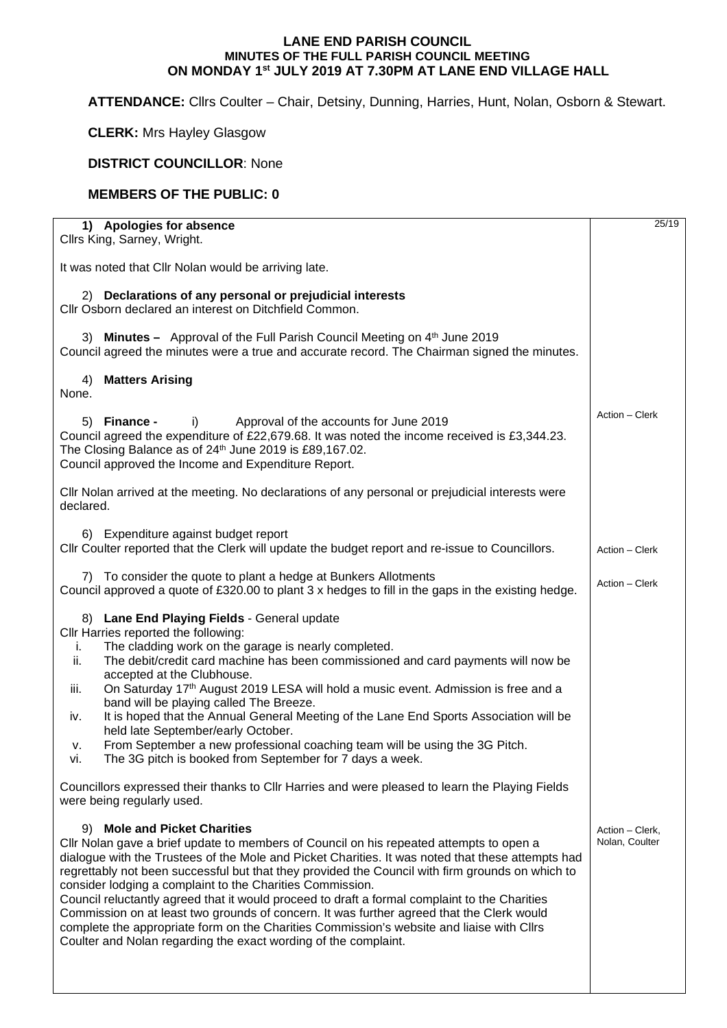# LANE END PARISH COUNCIL
## MINUTES OF THE FULL PARISH COUNCIL MEETING
## ON MONDAY 1st JULY 2019 AT 7.30PM AT LANE END VILLAGE HALL

**ATTENDANCE:** Cllrs Coulter – Chair, Detsiny, Dunning, Harries, Hunt, Nolan, Osborn & Stewart.

**CLERK:** Mrs Hayley Glasgow

**DISTRICT COUNCILLOR**: None

**MEMBERS OF THE PUBLIC: 0**

25/19

**1) Apologies for absence**

Cllrs King, Sarney, Wright.

It was noted that Cllr Nolan would be arriving late.

**2) Declarations of any personal or prejudicial interests**

Cllr Osborn declared an interest on Ditchfield Common.

**3) Minutes –** Approval of the Full Parish Council Meeting on 4th June 2019

Council agreed the minutes were a true and accurate record. The Chairman signed the minutes.

**4) Matters Arising**

None.

**5) Finance -** i) Approval of the accounts for June 2019

*Action – Clerk*

Council agreed the expenditure of £22,679.68. It was noted the income received is £3,344.23. The Closing Balance as of 24th June 2019 is £89,167.02.

Council approved the Income and Expenditure Report.

Cllr Nolan arrived at the meeting. No declarations of any personal or prejudicial interests were declared.

**6) Expenditure against budget report**

Cllr Coulter reported that the Clerk will update the budget report and re-issue to Councillors.

*Action – Clerk*

**7) To consider the quote to plant a hedge at Bunkers Allotments**

Council approved a quote of £320.00 to plant 3 x hedges to fill in the gaps in the existing hedge.

*Action – Clerk*

**8) Lane End Playing Fields** - General update

Cllr Harries reported the following:

i. The cladding work on the garage is nearly completed.
ii. The debit/credit card machine has been commissioned and card payments will now be accepted at the Clubhouse.
iii. On Saturday 17th August 2019 LESA will hold a music event. Admission is free and a band will be playing called The Breeze.
iv. It is hoped that the Annual General Meeting of the Lane End Sports Association will be held late September/early October.
v. From September a new professional coaching team will be using the 3G Pitch.
vi. The 3G pitch is booked from September for 7 days a week.

Councillors expressed their thanks to Cllr Harries and were pleased to learn the Playing Fields were being regularly used.

**9) Mole and Picket Charities**

*Action – Clerk, Nolan, Coulter*

Cllr Nolan gave a brief update to members of Council on his repeated attempts to open a dialogue with the Trustees of the Mole and Picket Charities. It was noted that these attempts had regrettably not been successful but that they provided the Council with firm grounds on which to consider lodging a complaint to the Charities Commission.

Council reluctantly agreed that it would proceed to draft a formal complaint to the Charities Commission on at least two grounds of concern. It was further agreed that the Clerk would complete the appropriate form on the Charities Commission's website and liaise with Cllrs Coulter and Nolan regarding the exact wording of the complaint.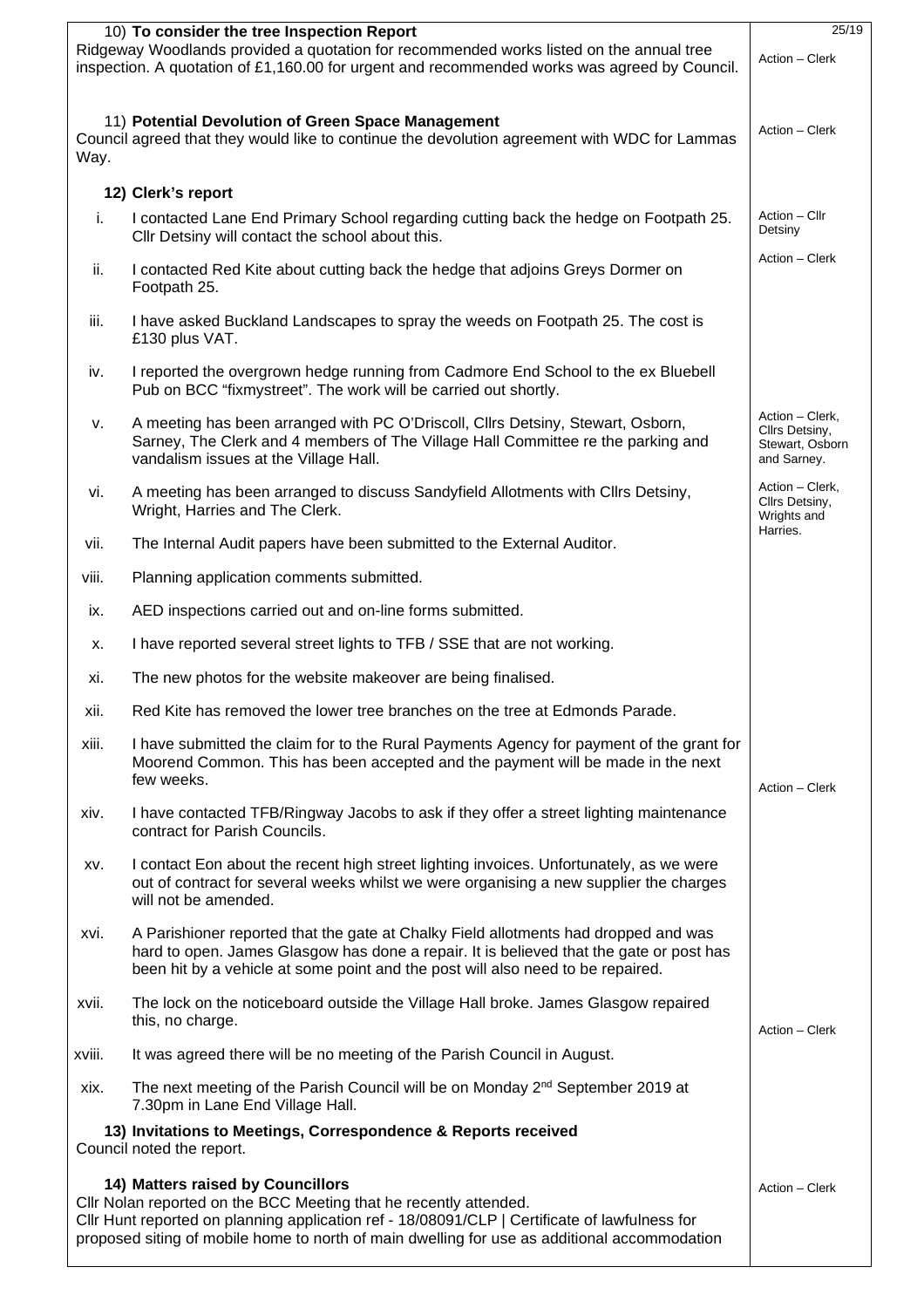| | |
|---|---|
| **10) To consider the tree Inspection Report**<br>Ridgeway Woodlands provided a quotation for recommended works listed on the annual tree inspection. A quotation of £1,160.00 for urgent and recommended works was agreed by Council. | 25/19<br>Action – Clerk |
| **11) Potential Devolution of Green Space Management**<br>Council agreed that they would like to continue the devolution agreement with WDC for Lammas Way. | Action – Clerk |
| **12) Clerk's report** | |
| i. I contacted Lane End Primary School regarding cutting back the hedge on Footpath 25. Cllr Detsiny will contact the school about this. | Action – Cllr Detsiny |
| ii. I contacted Red Kite about cutting back the hedge that adjoins Greys Dormer on Footpath 25. | Action – Clerk |
| iii. I have asked Buckland Landscapes to spray the weeds on Footpath 25. The cost is £130 plus VAT. | |
| iv. I reported the overgrown hedge running from Cadmore End School to the ex Bluebell Pub on BCC "fixmystreet". The work will be carried out shortly. | |
| v. A meeting has been arranged with PC O'Driscoll, Cllrs Detsiny, Stewart, Osborn, Sarney, The Clerk and 4 members of The Village Hall Committee re the parking and vandalism issues at the Village Hall. | Action – Clerk, Cllrs Detsiny, Stewart, Osborn and Sarney. |
| vi. A meeting has been arranged to discuss Sandyfield Allotments with Cllrs Detsiny, Wright, Harries and The Clerk. | Action – Clerk, Cllrs Detsiny, Wrights and Harries. |
| vii. The Internal Audit papers have been submitted to the External Auditor. | |
| viii. Planning application comments submitted. | |
| ix. AED inspections carried out and on-line forms submitted. | |
| x. I have reported several street lights to TFB / SSE that are not working. | |
| xi. The new photos for the website makeover are being finalised. | |
| xii. Red Kite has removed the lower tree branches on the tree at Edmonds Parade. | |
| xiii. I have submitted the claim for to the Rural Payments Agency for payment of the grant for Moorend Common. This has been accepted and the payment will be made in the next few weeks. | |
| xiv. I have contacted TFB/Ringway Jacobs to ask if they offer a street lighting maintenance contract for Parish Councils. | Action – Clerk |
| xv. I contact Eon about the recent high street lighting invoices. Unfortunately, as we were out of contract for several weeks whilst we were organising a new supplier the charges will not be amended. | |
| xvi. A Parishioner reported that the gate at Chalky Field allotments had dropped and was hard to open. James Glasgow has done a repair. It is believed that the gate or post has been hit by a vehicle at some point and the post will also need to be repaired. | |
| xvii. The lock on the noticeboard outside the Village Hall broke. James Glasgow repaired this, no charge. | Action – Clerk |
| xviii. It was agreed there will be no meeting of the Parish Council in August. | |
| xix. The next meeting of the Parish Council will be on Monday 2nd September 2019 at 7.30pm in Lane End Village Hall. | |
| **13) Invitations to Meetings, Correspondence & Reports received**<br>Council noted the report. | |
| **14) Matters raised by Councillors**<br>Cllr Nolan reported on the BCC Meeting that he recently attended.<br>Cllr Hunt reported on planning application ref - 18/08091/CLP \| Certificate of lawfulness for proposed siting of mobile home to north of main dwelling for use as additional accommodation | Action – Clerk |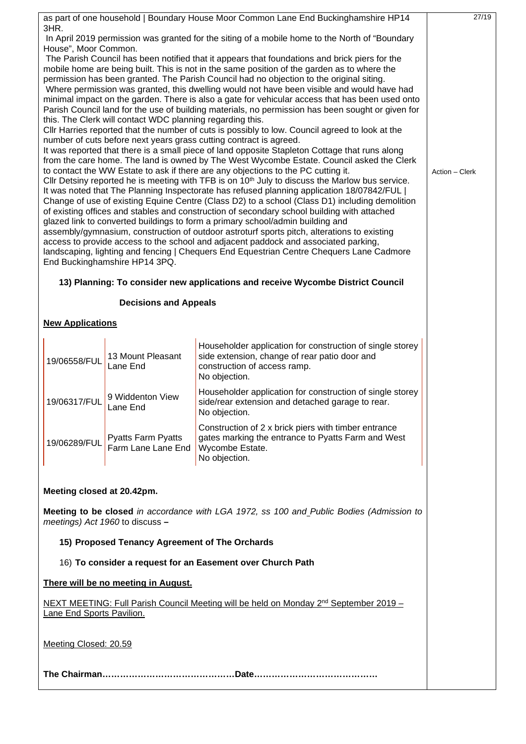as part of one household | Boundary House Moor Common Lane End Buckinghamshire HP14 3HR.

In April 2019 permission was granted for the siting of a mobile home to the North of "Boundary House", Moor Common.

The Parish Council has been notified that it appears that foundations and brick piers for the mobile home are being built. This is not in the same position of the garden as to where the permission has been granted. The Parish Council had no objection to the original siting.

Where permission was granted, this dwelling would not have been visible and would have had minimal impact on the garden. There is also a gate for vehicular access that has been used onto Parish Council land for the use of building materials, no permission has been sought or given for this. The Clerk will contact WDC planning regarding this.

Cllr Harries reported that the number of cuts is possibly to low. Council agreed to look at the number of cuts before next years grass cutting contract is agreed.

It was reported that there is a small piece of land opposite Stapleton Cottage that runs along from the care home. The land is owned by The West Wycombe Estate. Council asked the Clerk to contact the WW Estate to ask if there are any objections to the PC cutting it. Action – Clerk

Cllr Detsiny reported he is meeting with TFB is on 10th July to discuss the Marlow bus service.

It was noted that The Planning Inspectorate has refused planning application 18/07842/FUL | Change of use of existing Equine Centre (Class D2) to a school (Class D1) including demolition of existing offices and stables and construction of secondary school building with attached glazed link to converted buildings to form a primary school/admin building and assembly/gymnasium, construction of outdoor astroturf sports pitch, alterations to existing access to provide access to the school and adjacent paddock and associated parking, landscaping, lighting and fencing | Chequers End Equestrian Centre Chequers Lane Cadmore End Buckinghamshire HP14 3PQ.

## 13) Planning: To consider new applications and receive Wycombe District Council Decisions and Appeals

**New Applications**

| | | |
|---|---|---|
| 19/06558/FUL | 13 Mount Pleasant Lane End | Householder application for construction of single storey side extension, change of rear patio door and construction of access ramp.<br>No objection. |
| 19/06317/FUL | 9 Widdenton View Lane End | Householder application for construction of single storey side/rear extension and detached garage to rear.<br>No objection. |
| 19/06289/FUL | Pyatts Farm Pyatts Farm Lane Lane End | Construction of 2 x brick piers with timber entrance gates marking the entrance to Pyatts Farm and West Wycombe Estate.<br>No objection. |

**Meeting closed at 20.42pm.**

**Meeting to be closed** *in accordance with LGA 1972, ss 100 and Public Bodies (Admission to meetings) Act 1960* to discuss **–**

**15) Proposed Tenancy Agreement of The Orchards**

16) **To consider a request for an Easement over Church Path**

**There will be no meeting in August.**

NEXT MEETING: Full Parish Council Meeting will be held on Monday 2nd September 2019 – Lane End Sports Pavilion.

Meeting Closed: 20.59

**The Chairman……………………………………Date………………………………….**